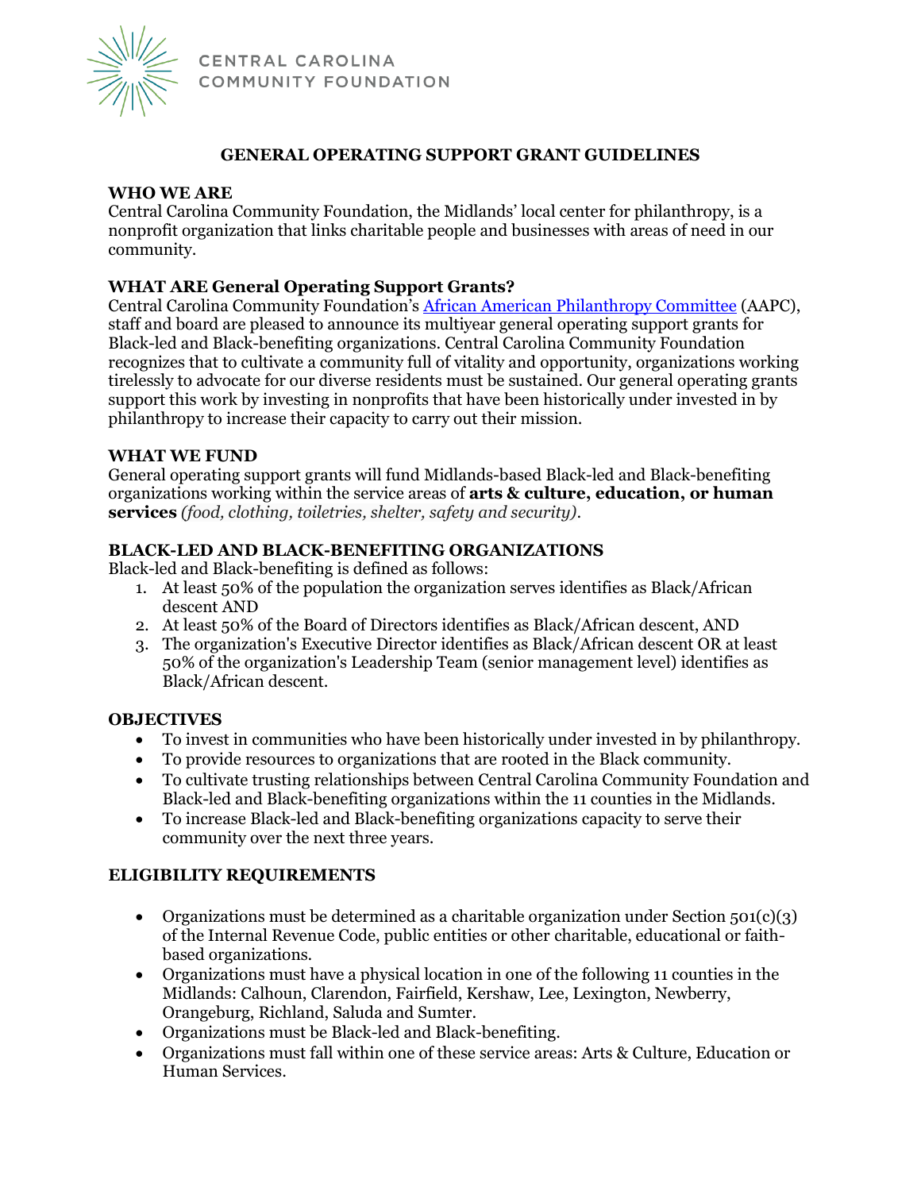CENTRAL CAROLINA
COMMUNITY FOUNDATION

# GENERAL OPERATING SUPPORT GRANT GUIDELINES

## WHO WE ARE

Central Carolina Community Foundation, the Midlands' local center for philanthropy, is a nonprofit organization that links charitable people and businesses with areas of need in our community.

## WHAT ARE General Operating Support Grants?

Central Carolina Community Foundation's [African American Philanthropy Committee]() (AAPC), staff and board are pleased to announce its multiyear general operating support grants for Black-led and Black-benefiting organizations. Central Carolina Community Foundation recognizes that to cultivate a community full of vitality and opportunity, organizations working tirelessly to advocate for our diverse residents must be sustained. Our general operating grants support this work by investing in nonprofits that have been historically under invested in by philanthropy to increase their capacity to carry out their mission.

## WHAT WE FUND

General operating support grants will fund Midlands-based Black-led and Black-benefiting organizations working within the service areas of **arts & culture, education, or human services** *(food, clothing, toiletries, shelter, safety and security)*.

## BLACK-LED AND BLACK-BENEFITING ORGANIZATIONS

Black-led and Black-benefiting is defined as follows:

1. At least 50% of the population the organization serves identifies as Black/African descent AND
2. At least 50% of the Board of Directors identifies as Black/African descent, AND
3. The organization's Executive Director identifies as Black/African descent OR at least 50% of the organization's Leadership Team (senior management level) identifies as Black/African descent.

## OBJECTIVES

- To invest in communities who have been historically under invested in by philanthropy.
- To provide resources to organizations that are rooted in the Black community.
- To cultivate trusting relationships between Central Carolina Community Foundation and Black-led and Black-benefiting organizations within the 11 counties in the Midlands.
- To increase Black-led and Black-benefiting organizations capacity to serve their community over the next three years.

## ELIGIBILITY REQUIREMENTS

- Organizations must be determined as a charitable organization under Section 501(c)(3) of the Internal Revenue Code, public entities or other charitable, educational or faith-based organizations.
- Organizations must have a physical location in one of the following 11 counties in the Midlands: Calhoun, Clarendon, Fairfield, Kershaw, Lee, Lexington, Newberry, Orangeburg, Richland, Saluda and Sumter.
- Organizations must be Black-led and Black-benefiting.
- Organizations must fall within one of these service areas: Arts & Culture, Education or Human Services.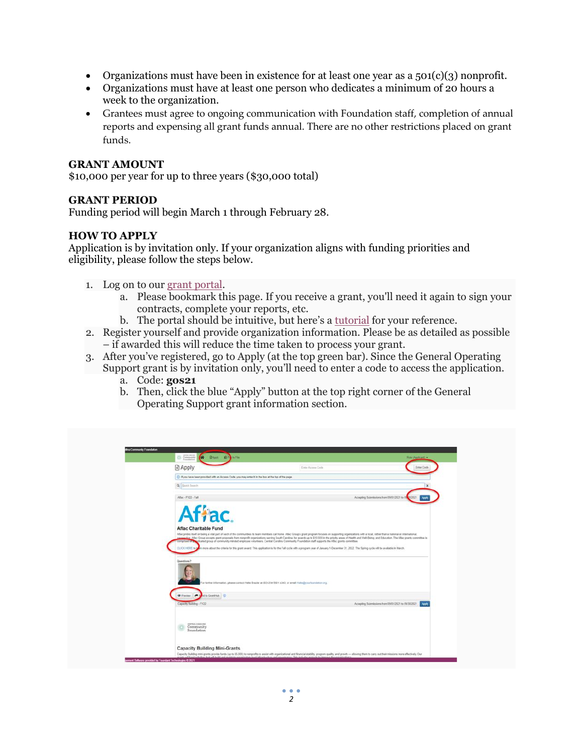- Organizations must have been in existence for at least one year as a 501(c)(3) nonprofit.
- Organizations must have at least one person who dedicates a minimum of 20 hours a week to the organization.
- Grantees must agree to ongoing communication with Foundation staff, completion of annual reports and expensing all grant funds annual. There are no other restrictions placed on grant funds.

## GRANT AMOUNT

$10,000 per year for up to three years ($30,000 total)

## GRANT PERIOD

Funding period will begin March 1 through February 28.

## HOW TO APPLY

Application is by invitation only. If your organization aligns with funding priorities and eligibility, please follow the steps below.

1. Log on to our grant portal.
   a. Please bookmark this page. If you receive a grant, you'll need it again to sign your contracts, complete your reports, etc.
   b. The portal should be intuitive, but here's a tutorial for your reference.
2. Register yourself and provide organization information. Please be as detailed as possible – if awarded this will reduce the time taken to process your grant.
3. After you've registered, go to Apply (at the top green bar). Since the General Operating Support grant is by invitation only, you'll need to enter a code to access the application.
   a. Code: **gos21**
   b. Then, click the blue "Apply" button at the top right corner of the General Operating Support grant information section.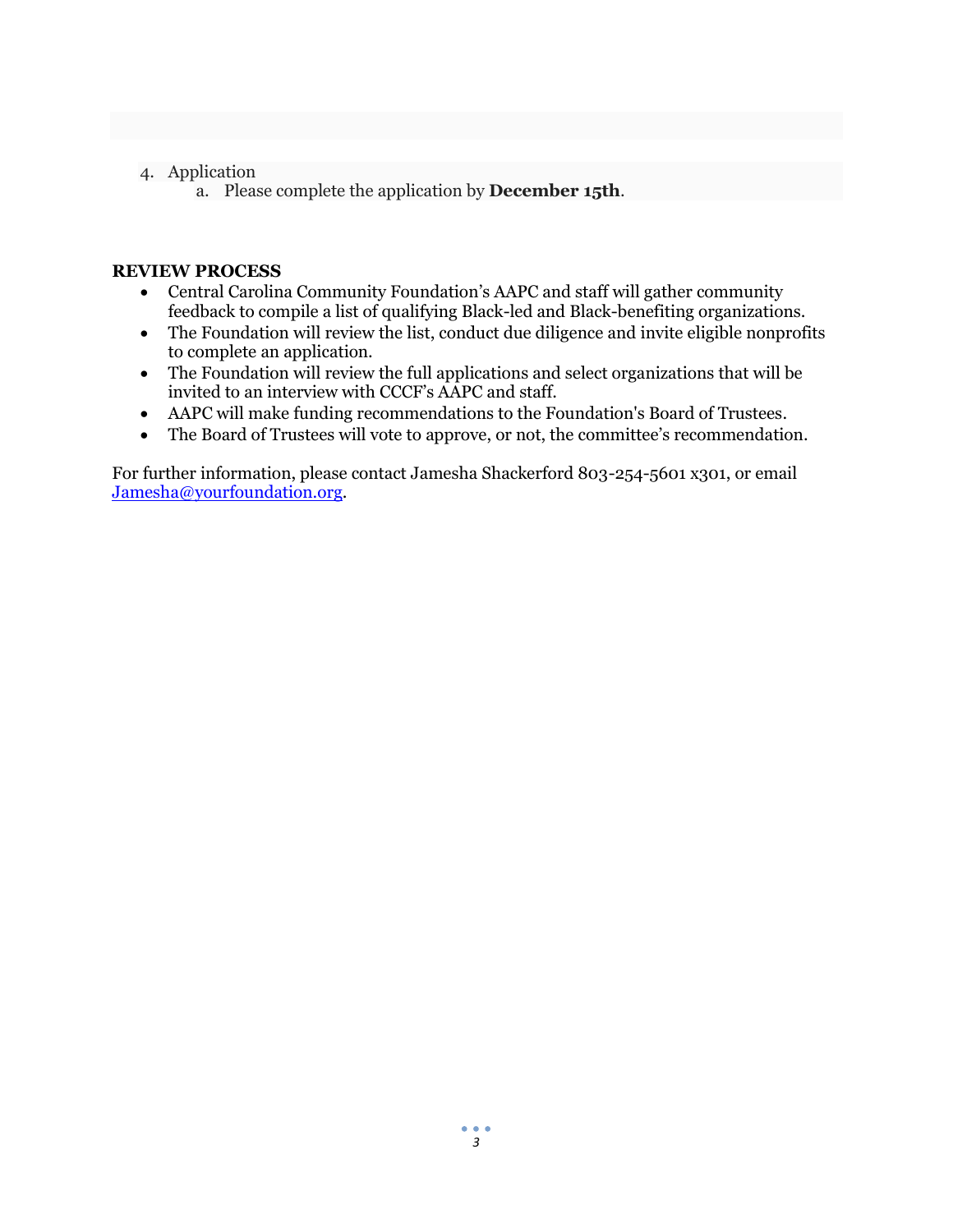4. Application
    a. Please complete the application by **December 15th**.

**REVIEW PROCESS**

- Central Carolina Community Foundation's AAPC and staff will gather community feedback to compile a list of qualifying Black-led and Black-benefiting organizations.
- The Foundation will review the list, conduct due diligence and invite eligible nonprofits to complete an application.
- The Foundation will review the full applications and select organizations that will be invited to an interview with CCCF's AAPC and staff.
- AAPC will make funding recommendations to the Foundation's Board of Trustees.
- The Board of Trustees will vote to approve, or not, the committee's recommendation.

For further information, please contact Jamesha Shackerford 803-254-5601 x301, or email [Jamesha@yourfoundation.org](mailto:Jamesha@yourfoundation.org).